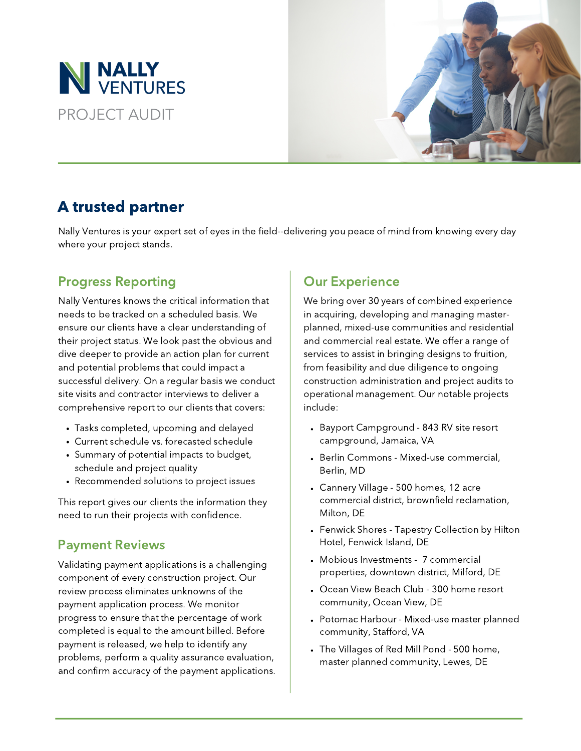# NALLY VENTURES

PROJECT AUDIT

## A trusted partner

Nally Ventures is your expert set of eyes in the field--delivering you peace of mind from knowing every day where your project stands.

### Progress Reporting

Nally Ventures knows the critical information that needs to be tracked on a scheduled basis. We ensure our clients have a clear understanding of their project status. We look past the obvious and dive deeper to provide an action plan for current and potential problems that could impact a successful delivery. On a regular basis we conduct site visits and contractor interviews to deliver a comprehensive report to our clients that covers:

- Tasks completed, upcoming and delayed
- Current schedule vs. forecasted schedule
- Summary of potential impacts to budget, schedule and project quality
- Recommended solutions to project issues

This report gives our clients the information they need to run their projects with confidence.

### Payment Reviews

Validating payment applications is a challenging component of every construction project. Our review process eliminates unknowns of the payment application process. We monitor progress to ensure that the percentage of work completed is equal to the amount billed. Before payment is released, we help to identify any problems, perform a quality assurance evaluation, and confirm accuracy of the payment applications.

### Our Experience

We bring over 30 years of combined experience in acquiring, developing and managing master-planned, mixed-use communities and residential and commercial real estate. We offer a range of services to assist in bringing designs to fruition, from feasibility and due diligence to ongoing construction administration and project audits to operational management. Our notable projects include:

- Bayport Campground - 843 RV site resort campground, Jamaica, VA
- Berlin Commons - Mixed-use commercial, Berlin, MD
- Cannery Village - 500 homes, 12 acre commercial district, brownfield reclamation, Milton, DE
- Fenwick Shores - Tapestry Collection by Hilton Hotel, Fenwick Island, DE
- Mobious Investments - 7 commercial properties, downtown district, Milford, DE
- Ocean View Beach Club - 300 home resort community, Ocean View, DE
- Potomac Harbour - Mixed-use master planned community, Stafford, VA
- The Villages of Red Mill Pond - 500 home, master planned community, Lewes, DE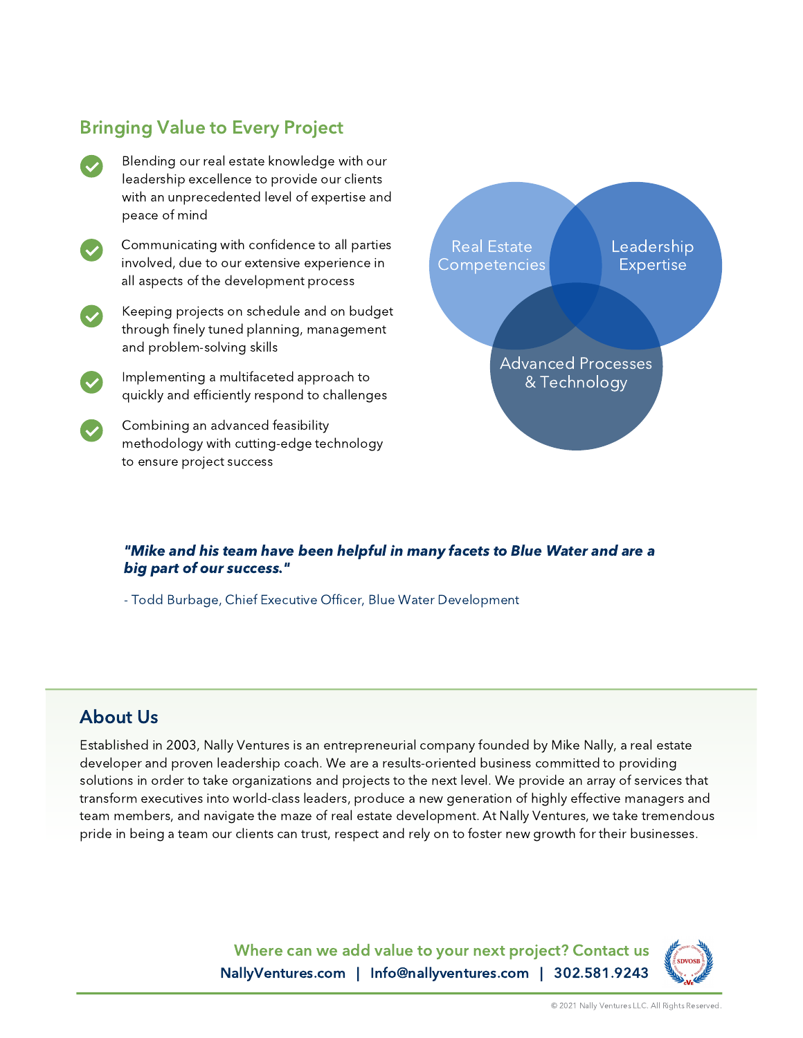## Bringing Value to Every Project

- Blending our real estate knowledge with our leadership excellence to provide our clients with an unprecedented level of expertise and peace of mind
- Communicating with confidence to all parties involved, due to our extensive experience in all aspects of the development process
- Keeping projects on schedule and on budget through finely tuned planning, management and problem-solving skills
- Implementing a multifaceted approach to quickly and efficiently respond to challenges
- Combining an advanced feasibility methodology with cutting-edge technology to ensure project success

Real Estate Competencies

Leadership Expertise

Advanced Processes & Technology

***"Mike and his team have been helpful in many facets to Blue Water and are a big part of our success."***

- Todd Burbage, Chief Executive Officer, Blue Water Development

## About Us

Established in 2003, Nally Ventures is an entrepreneurial company founded by Mike Nally, a real estate developer and proven leadership coach. We are a results-oriented business committed to providing solutions in order to take organizations and projects to the next level. We provide an array of services that transform executives into world-class leaders, produce a new generation of highly effective managers and team members, and navigate the maze of real estate development. At Nally Ventures, we take tremendous pride in being a team our clients can trust, respect and rely on to foster new growth for their businesses.

**Where can we add value to your next project? Contact us**

**NallyVentures.com | Info@nallyventures.com | 302.581.9243**

SDVOSB

© 2021 Nally Ventures LLC. All Rights Reserved.